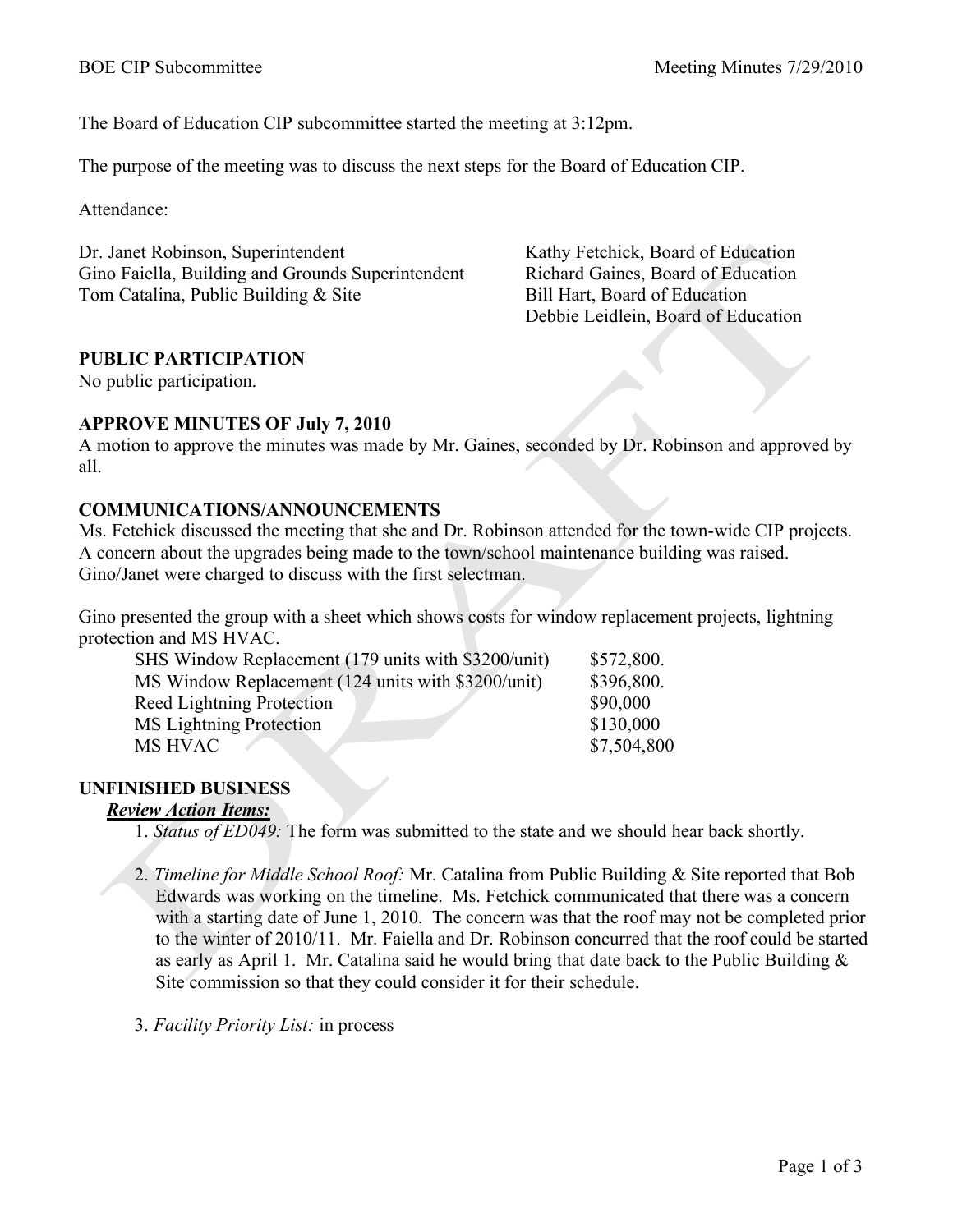The Board of Education CIP subcommittee started the meeting at 3:12pm.

The purpose of the meeting was to discuss the next steps for the Board of Education CIP.

Attendance:

Dr. Janet Robinson, Superintendent
Gino Faiella, Building and Grounds Superintendent
Tom Catalina, Public Building & Site
Kathy Fetchick, Board of Education
Richard Gaines, Board of Education
Bill Hart, Board of Education
Debbie Leidlein, Board of Education

**PUBLIC PARTICIPATION**

No public participation.

**APPROVE MINUTES OF July 7, 2010**

A motion to approve the minutes was made by Mr. Gaines, seconded by Dr. Robinson and approved by all.

**COMMUNICATIONS/ANNOUNCEMENTS**

Ms. Fetchick discussed the meeting that she and Dr. Robinson attended for the town-wide CIP projects. A concern about the upgrades being made to the town/school maintenance building was raised. Gino/Janet were charged to discuss with the first selectman.

Gino presented the group with a sheet which shows costs for window replacement projects, lightning protection and MS HVAC.

| | |
|---|---|
| SHS Window Replacement (179 units with $3200/unit) | $572,800. |
| MS Window Replacement (124 units with $3200/unit) | $396,800. |
| Reed Lightning Protection | $90,000 |
| MS Lightning Protection | $130,000 |
| MS HVAC | $7,504,800 |

**UNFINISHED BUSINESS**

***Review Action Items:***

1. *Status of ED049:* The form was submitted to the state and we should hear back shortly.

2. *Timeline for Middle School Roof:* Mr. Catalina from Public Building & Site reported that Bob Edwards was working on the timeline. Ms. Fetchick communicated that there was a concern with a starting date of June 1, 2010. The concern was that the roof may not be completed prior to the winter of 2010/11. Mr. Faiella and Dr. Robinson concurred that the roof could be started as early as April 1. Mr. Catalina said he would bring that date back to the Public Building & Site commission so that they could consider it for their schedule.

3. *Facility Priority List:* in process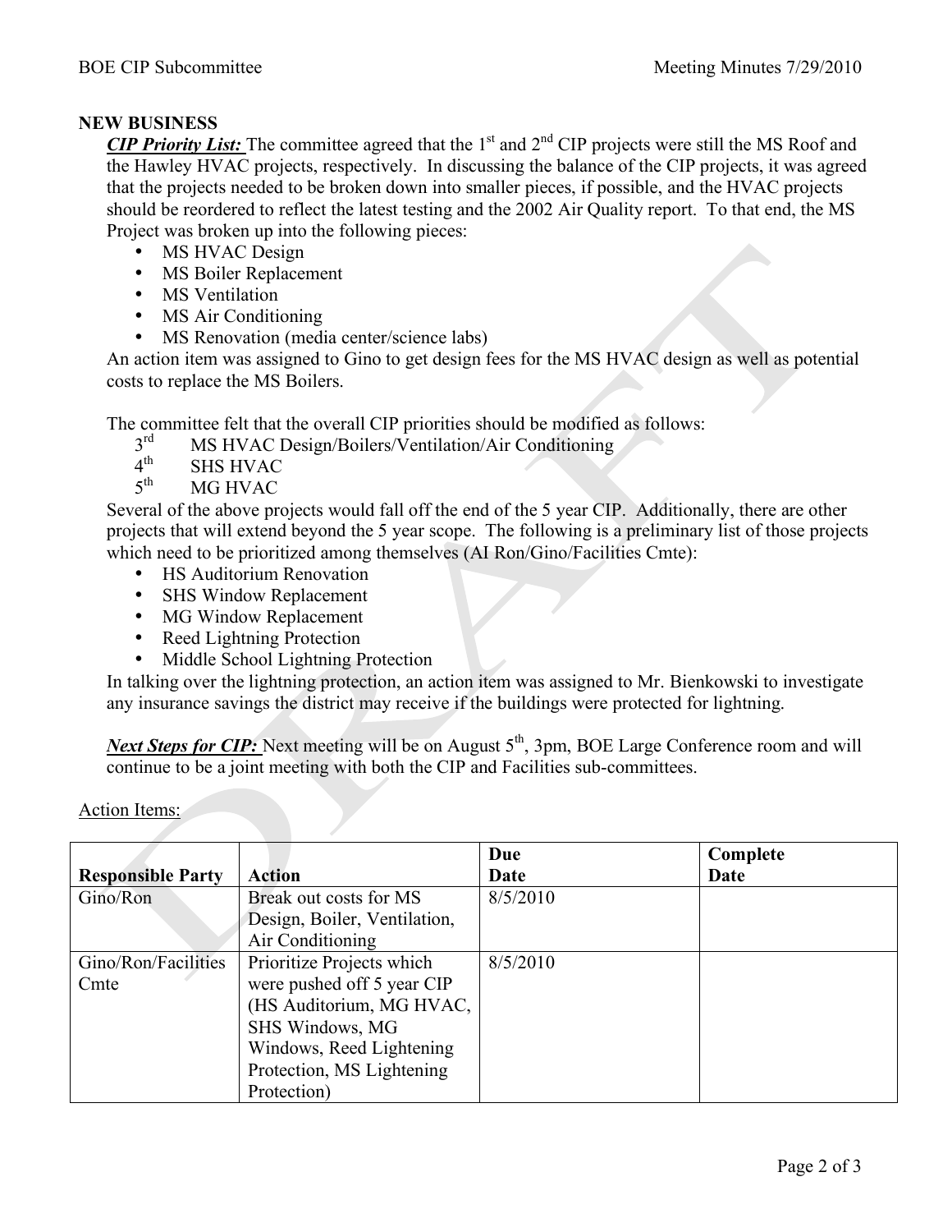## NEW BUSINESS

***CIP Priority List:*** The committee agreed that the 1st and 2nd CIP projects were still the MS Roof and the Hawley HVAC projects, respectively. In discussing the balance of the CIP projects, it was agreed that the projects needed to be broken down into smaller pieces, if possible, and the HVAC projects should be reordered to reflect the latest testing and the 2002 Air Quality report. To that end, the MS Project was broken up into the following pieces:

- MS HVAC Design
- MS Boiler Replacement
- MS Ventilation
- MS Air Conditioning
- MS Renovation (media center/science labs)

An action item was assigned to Gino to get design fees for the MS HVAC design as well as potential costs to replace the MS Boilers.

The committee felt that the overall CIP priorities should be modified as follows:

3rd MS HVAC Design/Boilers/Ventilation/Air Conditioning
4th SHS HVAC
5th MG HVAC

Several of the above projects would fall off the end of the 5 year CIP. Additionally, there are other projects that will extend beyond the 5 year scope. The following is a preliminary list of those projects which need to be prioritized among themselves (AI Ron/Gino/Facilities Cmte):

- HS Auditorium Renovation
- SHS Window Replacement
- MG Window Replacement
- Reed Lightning Protection
- Middle School Lightning Protection

In talking over the lightning protection, an action item was assigned to Mr. Bienkowski to investigate any insurance savings the district may receive if the buildings were protected for lightning.

***Next Steps for CIP:*** Next meeting will be on August 5th, 3pm, BOE Large Conference room and will continue to be a joint meeting with both the CIP and Facilities sub-committees.

Action Items:

| Responsible Party | Action | Due Date | Complete Date |
|---|---|---|---|
| Gino/Ron | Break out costs for MS Design, Boiler, Ventilation, Air Conditioning | 8/5/2010 | |
| Gino/Ron/Facilities Cmte | Prioritize Projects which were pushed off 5 year CIP (HS Auditorium, MG HVAC, SHS Windows, MG Windows, Reed Lightening Protection, MS Lightening Protection) | 8/5/2010 | |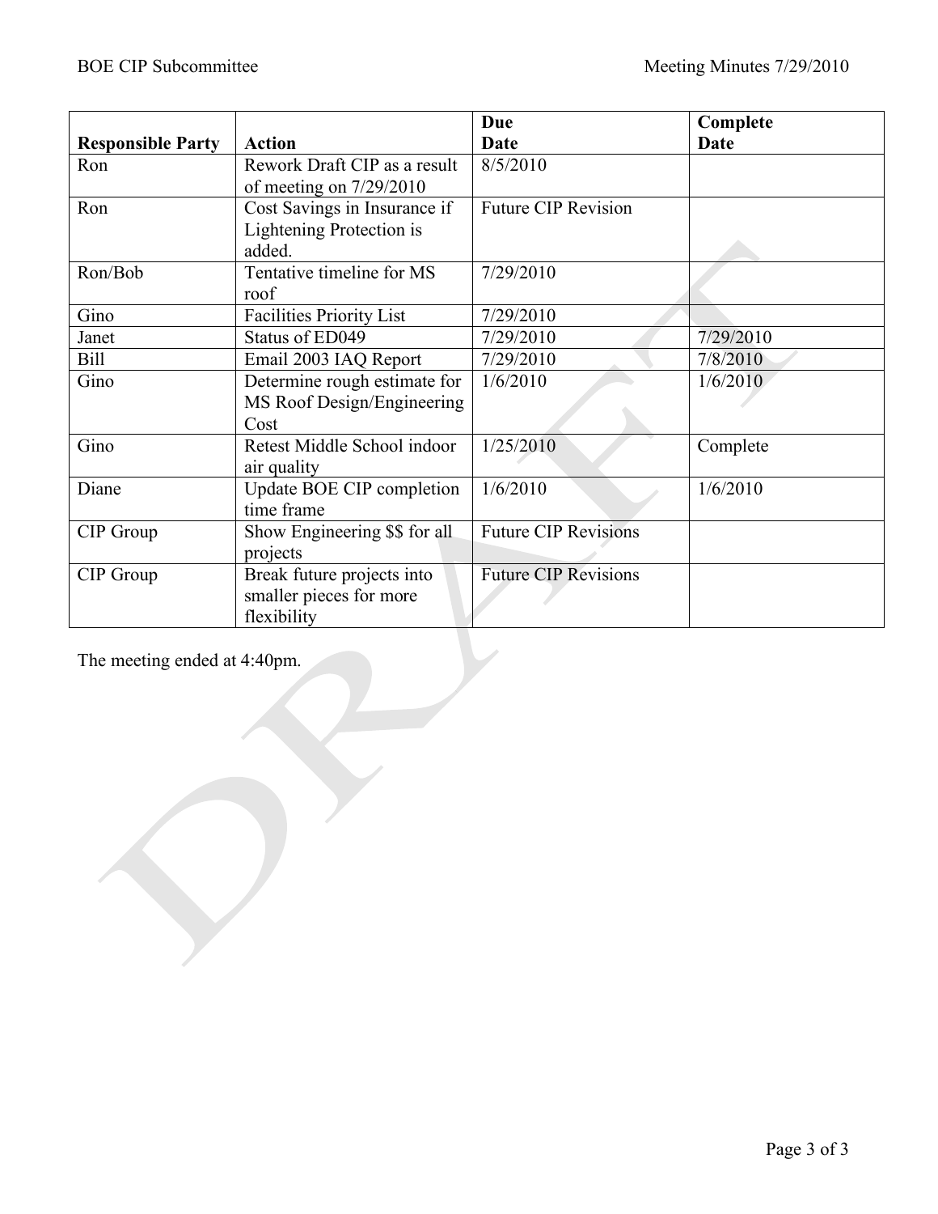| Responsible Party | Action | Due Date | Complete Date |
|---|---|---|---|
| Ron | Rework Draft CIP as a result of meeting on 7/29/2010 | 8/5/2010 | |
| Ron | Cost Savings in Insurance if Lightening Protection is added. | Future CIP Revision | |
| Ron/Bob | Tentative timeline for MS roof | 7/29/2010 | |
| Gino | Facilities Priority List | 7/29/2010 | |
| Janet | Status of ED049 | 7/29/2010 | 7/29/2010 |
| Bill | Email 2003 IAQ Report | 7/29/2010 | 7/8/2010 |
| Gino | Determine rough estimate for MS Roof Design/Engineering Cost | 1/6/2010 | 1/6/2010 |
| Gino | Retest Middle School indoor air quality | 1/25/2010 | Complete |
| Diane | Update BOE CIP completion time frame | 1/6/2010 | 1/6/2010 |
| CIP Group | Show Engineering $$ for all projects | Future CIP Revisions | |
| CIP Group | Break future projects into smaller pieces for more flexibility | Future CIP Revisions | |

The meeting ended at 4:40pm.